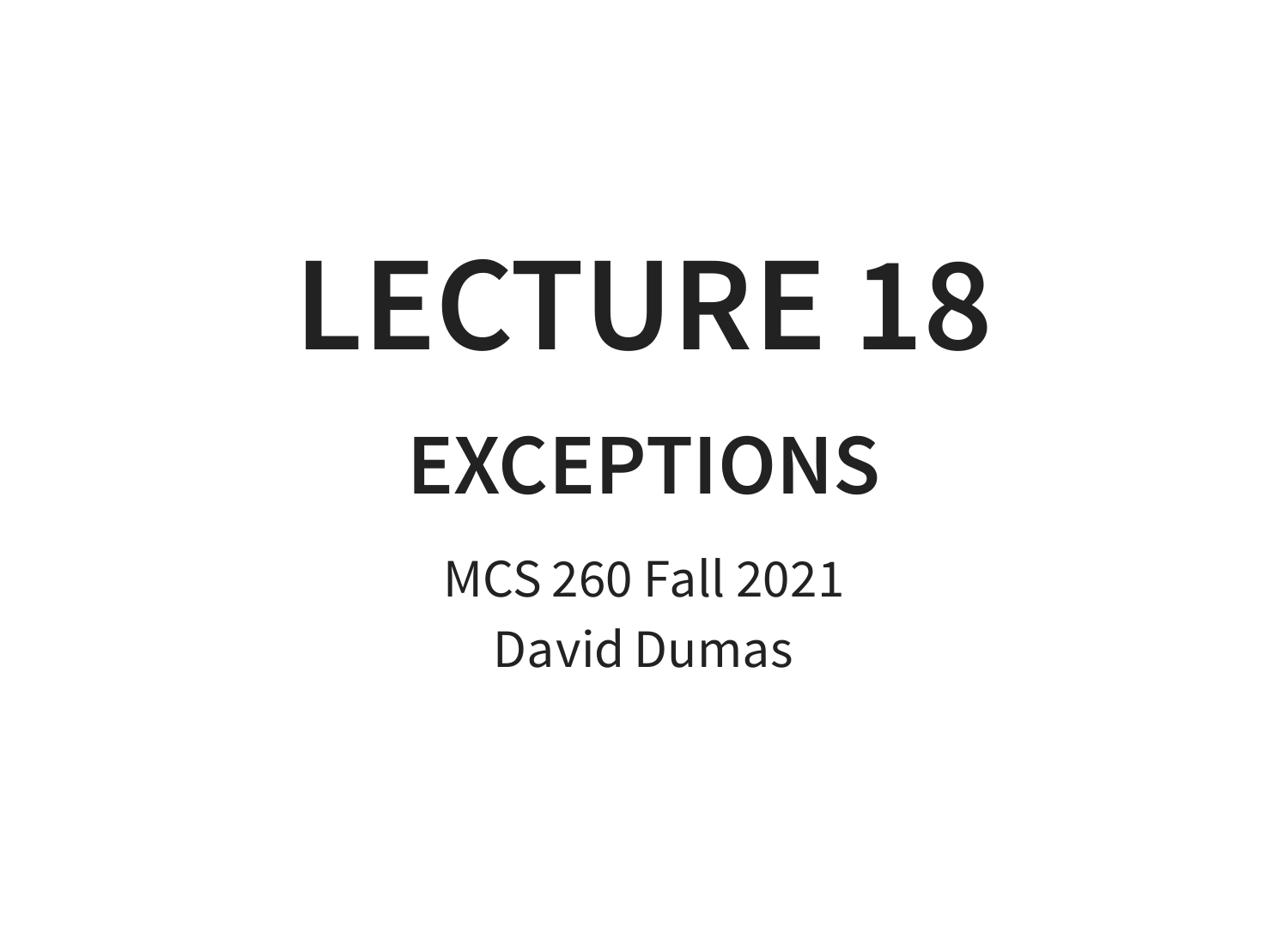# LECTURE 18

## EXCEPTIONS

MCS 260 Fall 2021

David Dumas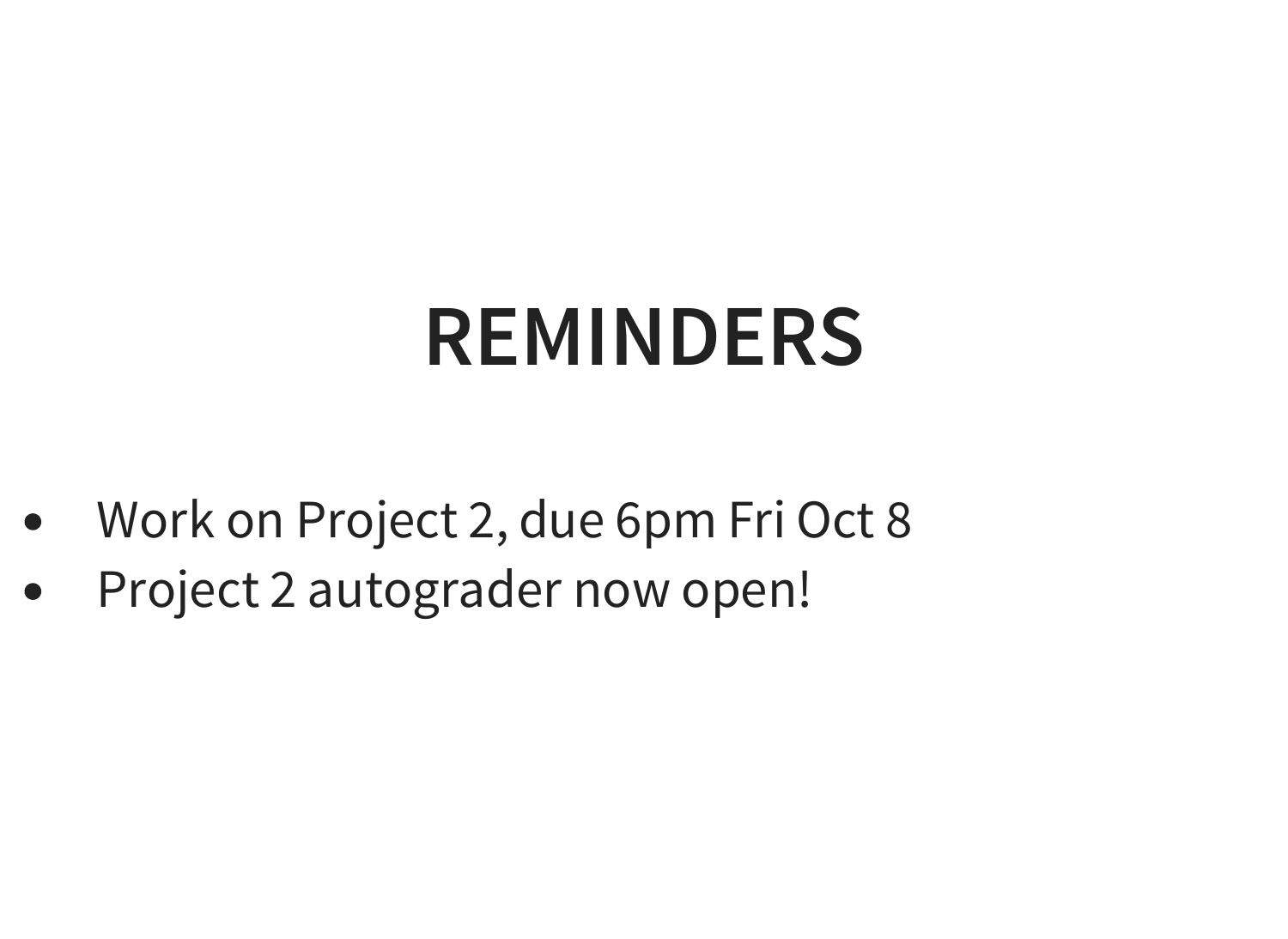# REMINDERS

- Work on Project 2, due 6pm Fri Oct 8
- Project 2 autograder now open!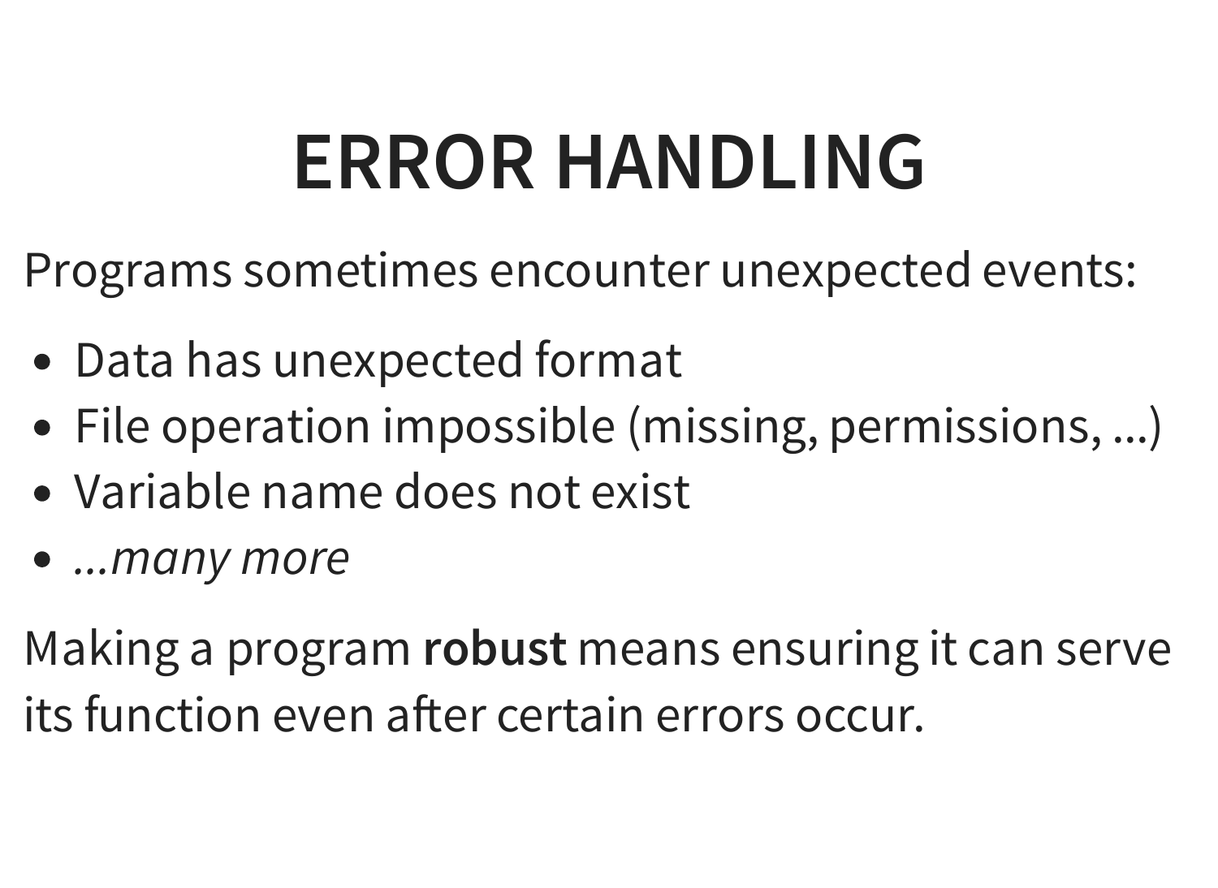# ERROR HANDLING

Programs sometimes encounter unexpected events:

- Data has unexpected format
- File operation impossible (missing, permissions, …)
- Variable name does not exist
- *…many more*

Making a program **robust** means ensuring it can serve its function even after certain errors occur.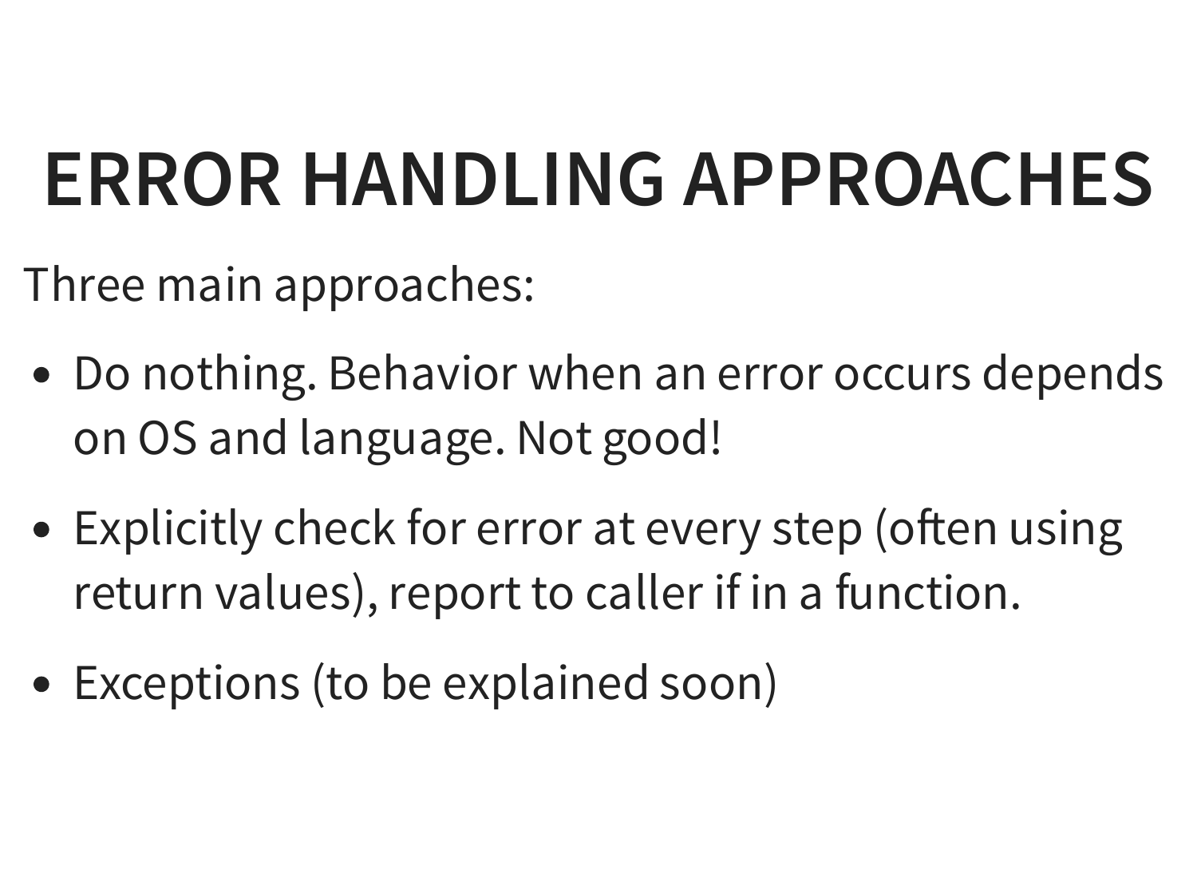# ERROR HANDLING APPROACHES

Three main approaches:

- Do nothing. Behavior when an error occurs depends on OS and language. Not good!
- Explicitly check for error at every step (often using return values), report to caller if in a function.
- Exceptions (to be explained soon)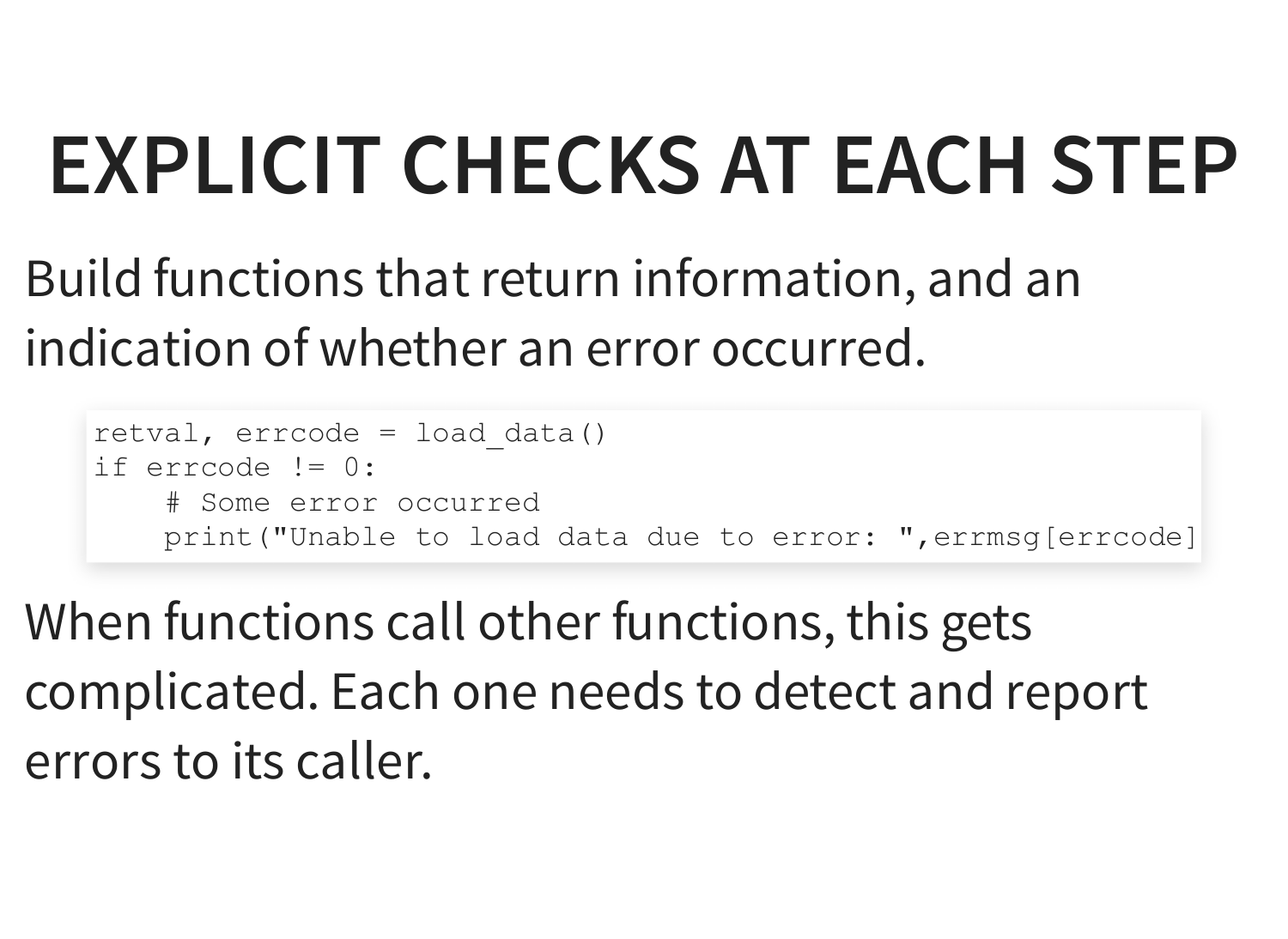# EXPLICIT CHECKS AT EACH STEP

Build functions that return information, and an indication of whether an error occurred.

```
retval, errcode = load_data()
if errcode != 0:
    # Some error occurred
    print("Unable to load data due to error: ",errmsg[errcode]
```

When functions call other functions, this gets complicated. Each one needs to detect and report errors to its caller.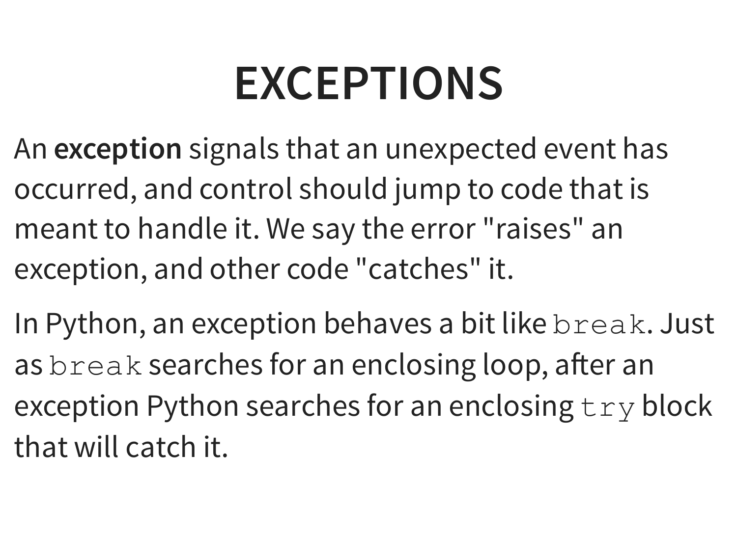# EXCEPTIONS

An **exception** signals that an unexpected event has occurred, and control should jump to code that is meant to handle it. We say the error "raises" an exception, and other code "catches" it.

In Python, an exception behaves a bit like `break`. Just as `break` searches for an enclosing loop, after an exception Python searches for an enclosing `try` block that will catch it.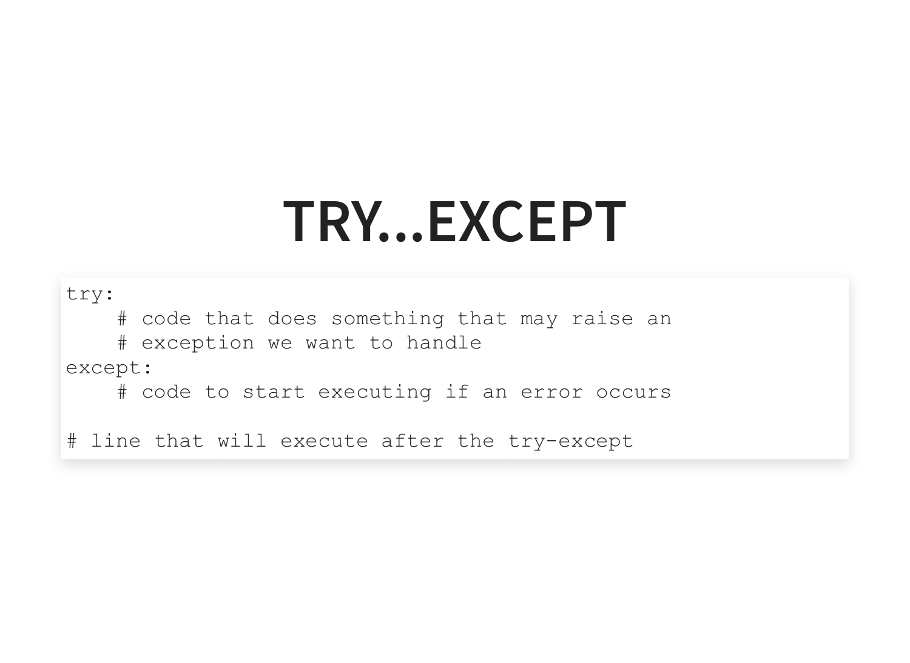# TRY...EXCEPT

```
try:
    # code that does something that may raise an
    # exception we want to handle
except:
    # code to start executing if an error occurs

# line that will execute after the try-except
```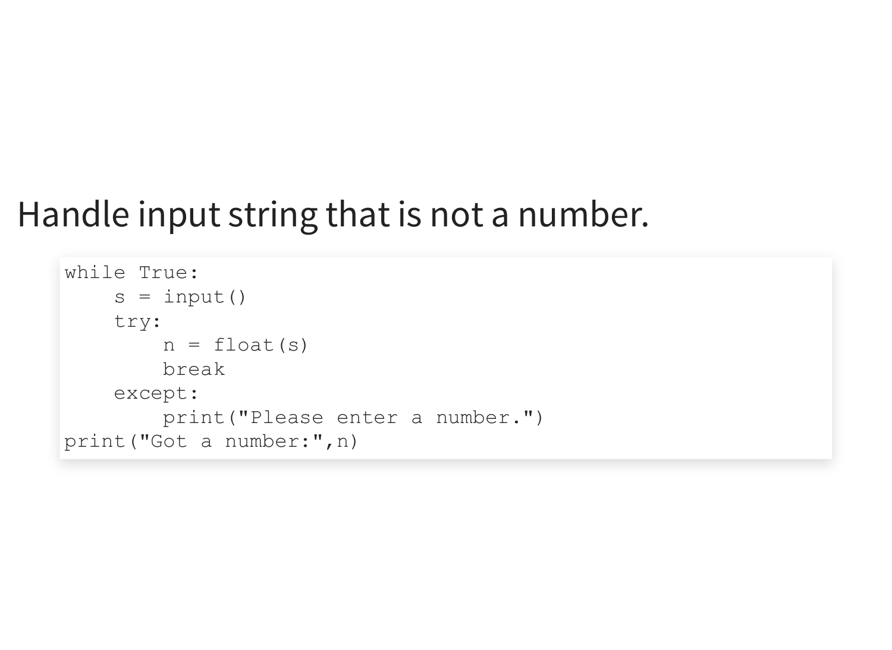# Handle input string that is not a number.

```
while True:
    s = input()
    try:
        n = float(s)
        break
    except:
        print("Please enter a number.")
print("Got a number:",n)
```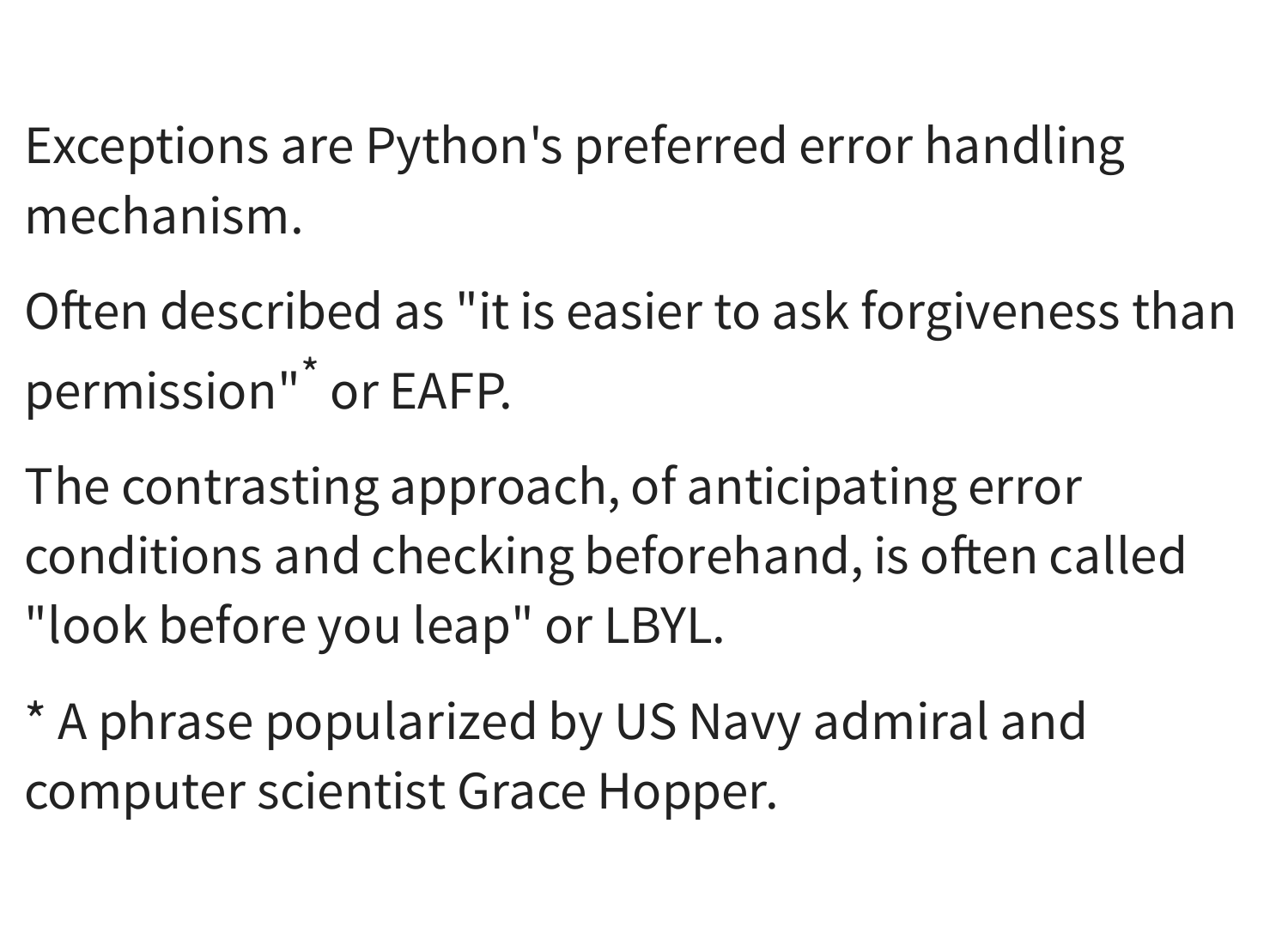Exceptions are Python's preferred error handling mechanism.

Often described as "it is easier to ask forgiveness than permission"* or EAFP.

The contrasting approach, of anticipating error conditions and checking beforehand, is often called "look before you leap" or LBYL.

* A phrase popularized by US Navy admiral and computer scientist Grace Hopper.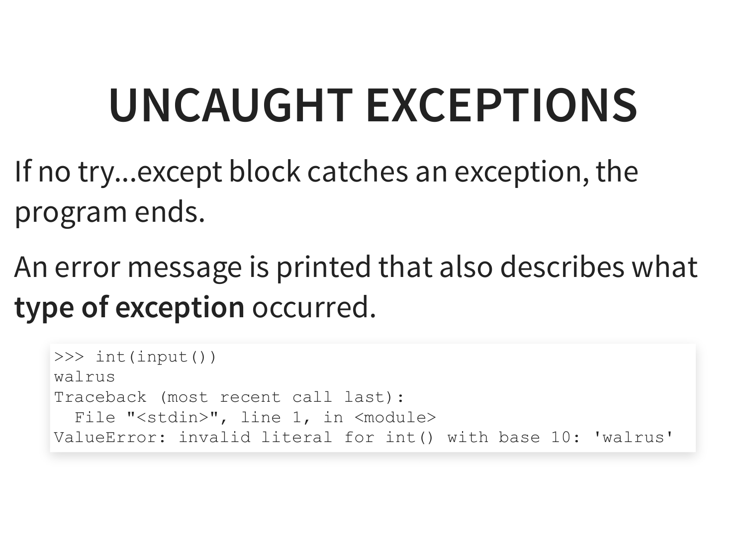# UNCAUGHT EXCEPTIONS

If no try...except block catches an exception, the program ends.

An error message is printed that also describes what **type of exception** occurred.

```
>>> int(input())
walrus
Traceback (most recent call last):
  File "<stdin>", line 1, in <module>
ValueError: invalid literal for int() with base 10: 'walrus'
```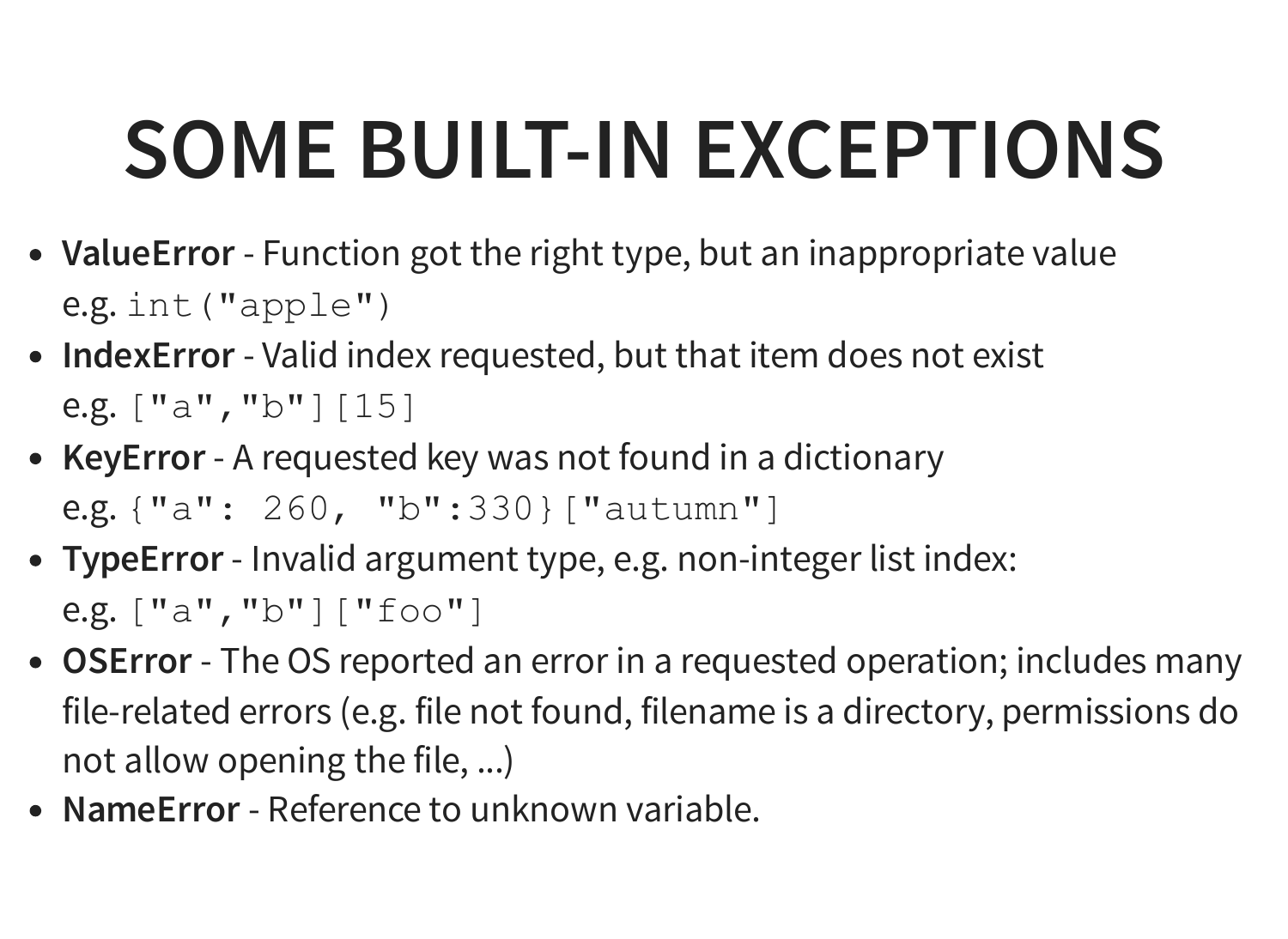# SOME BUILT-IN EXCEPTIONS

- **ValueError** - Function got the right type, but an inappropriate value
  e.g. `int("apple")`
- **IndexError** - Valid index requested, but that item does not exist
  e.g. `["a","b"][15]`
- **KeyError** - A requested key was not found in a dictionary
  e.g. `{"a": 260, "b":330}["autumn"]`
- **TypeError** - Invalid argument type, e.g. non-integer list index:
  e.g. `["a","b"]["foo"]`
- **OSError** - The OS reported an error in a requested operation; includes many file-related errors (e.g. file not found, filename is a directory, permissions do not allow opening the file, ...)
- **NameError** - Reference to unknown variable.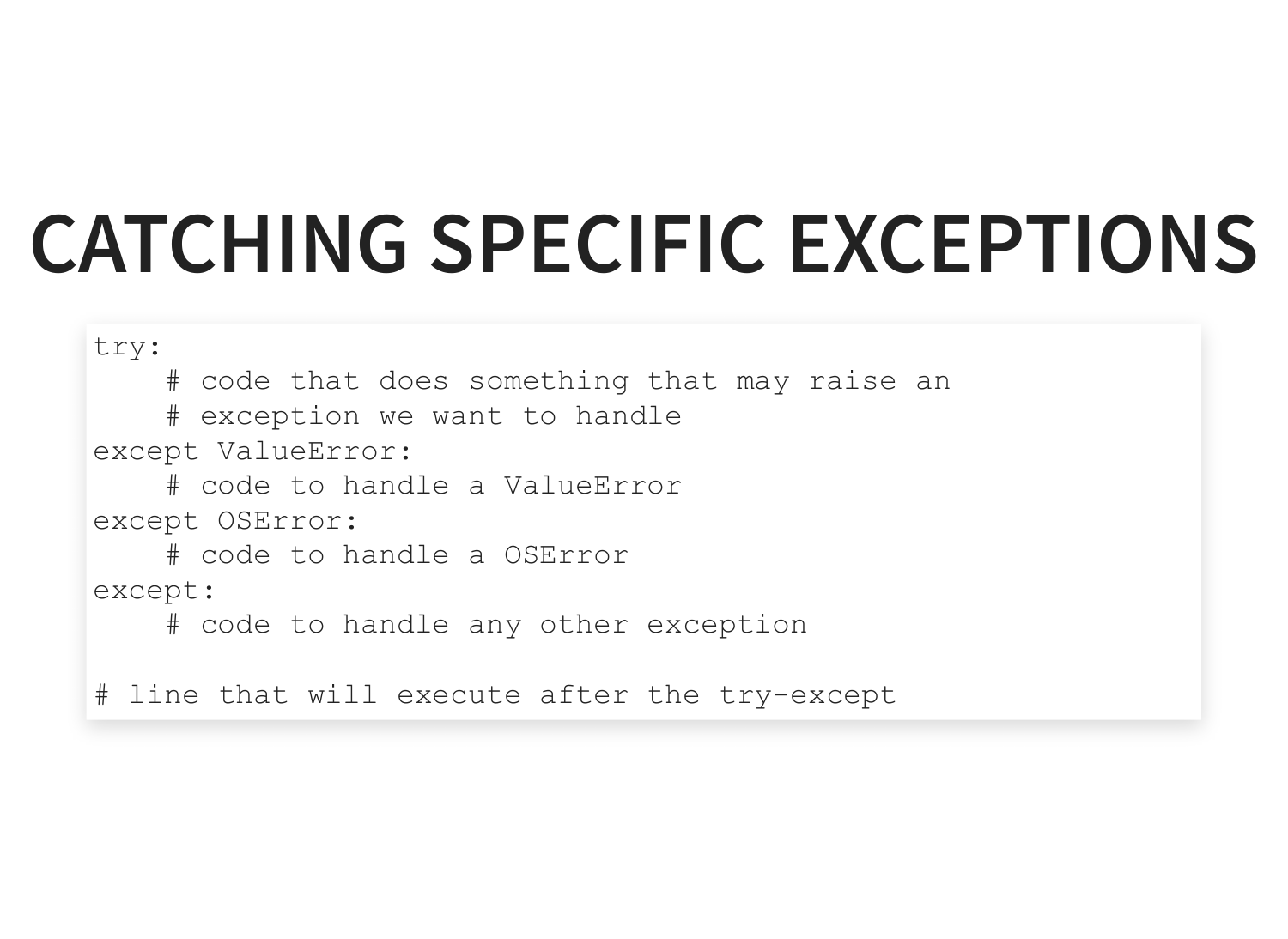# CATCHING SPECIFIC EXCEPTIONS

```
try:
    # code that does something that may raise an
    # exception we want to handle
except ValueError:
    # code to handle a ValueError
except OSError:
    # code to handle a OSError
except:
    # code to handle any other exception

# line that will execute after the try-except
```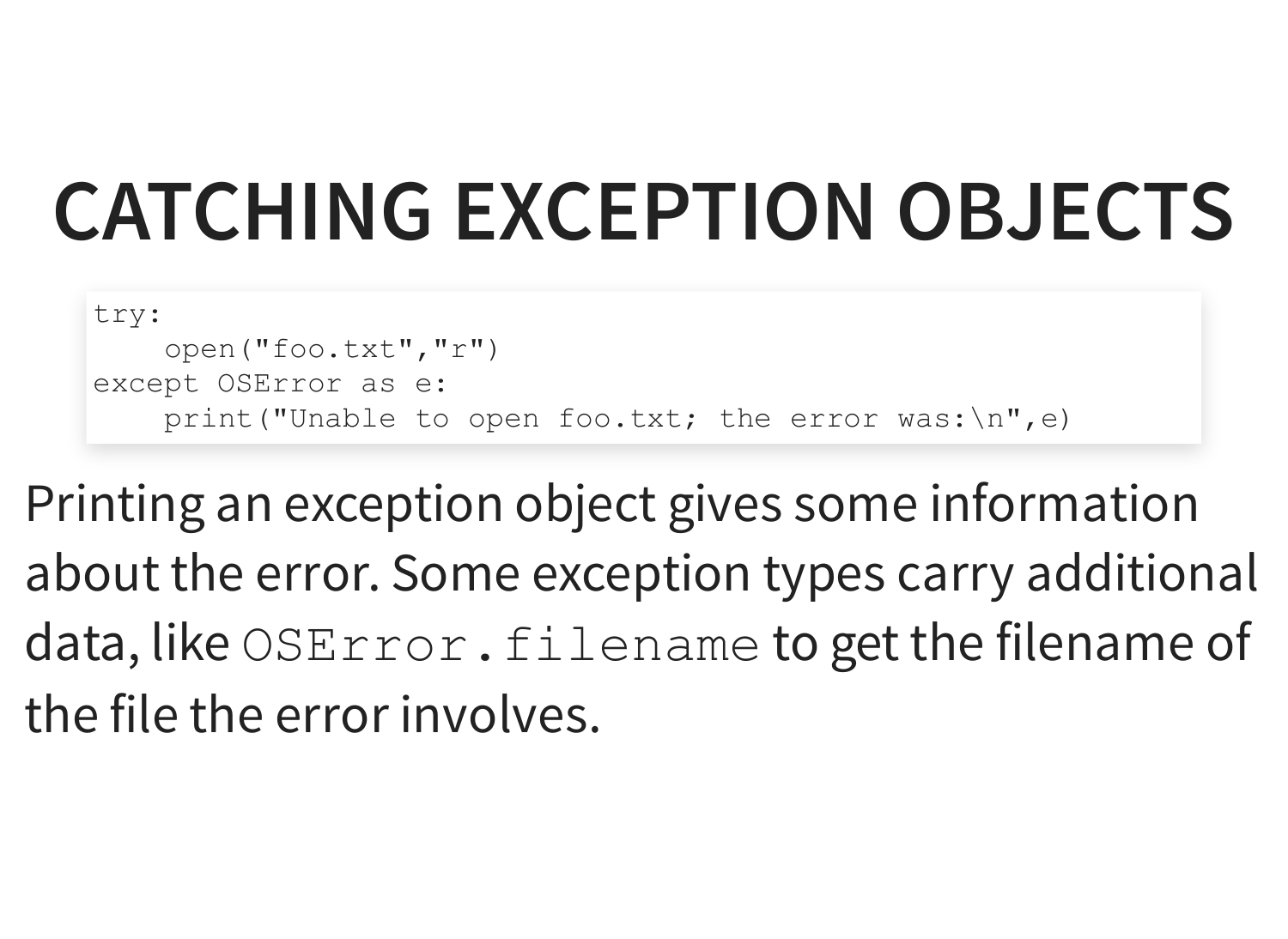# CATCHING EXCEPTION OBJECTS

```
try:
    open("foo.txt","r")
except OSError as e:
    print("Unable to open foo.txt; the error was:\n",e)
```

Printing an exception object gives some information about the error. Some exception types carry additional data, like `OSError.filename` to get the filename of the file the error involves.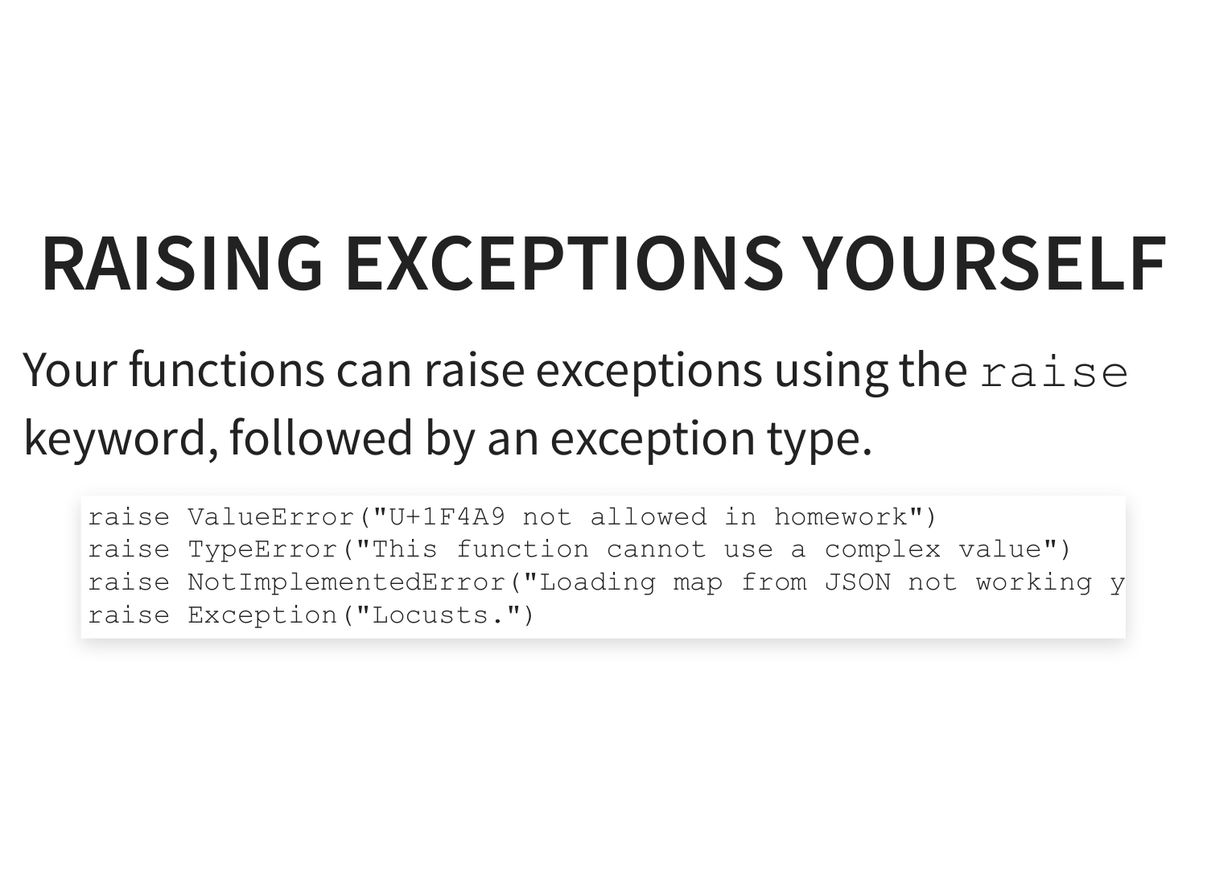# RAISING EXCEPTIONS YOURSELF

Your functions can raise exceptions using the `raise` keyword, followed by an exception type.

```
raise ValueError("U+1F4A9 not allowed in homework")
raise TypeError("This function cannot use a complex value")
raise NotImplementedError("Loading map from JSON not working y
raise Exception("Locusts.")
```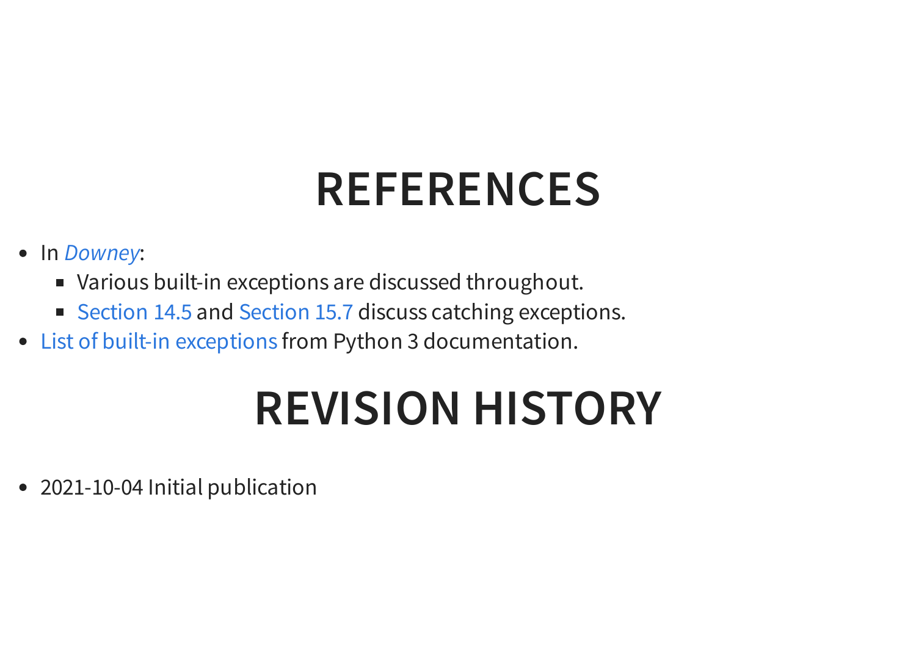# REFERENCES

- In *Downey*:
  - Various built-in exceptions are discussed throughout.
  - Section 14.5 and Section 15.7 discuss catching exceptions.
- List of built-in exceptions from Python 3 documentation.

# REVISION HISTORY

- 2021-10-04 Initial publication